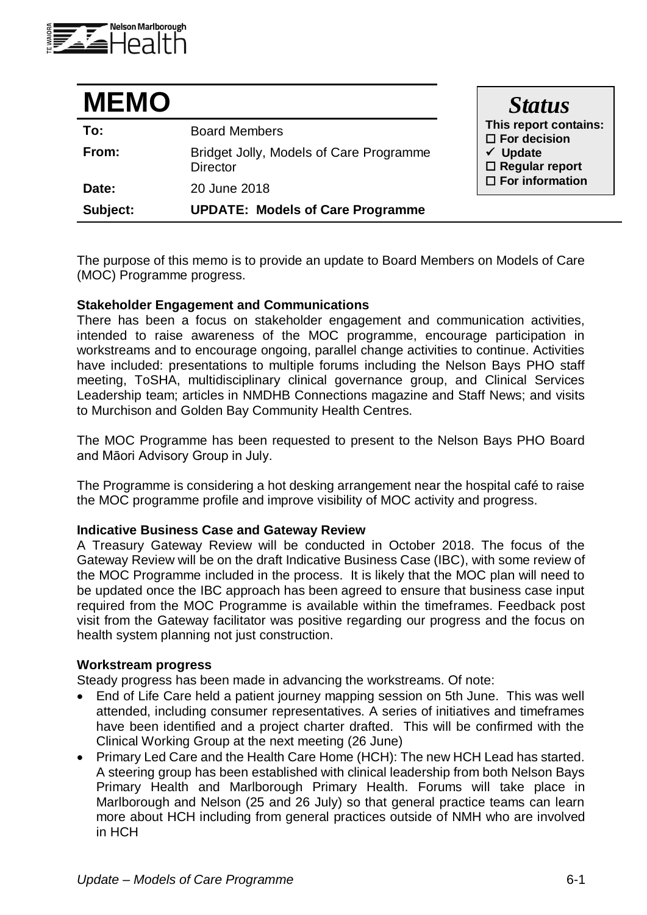# MEMO

| | |
|---|---|
| **To:** | Board Members |
| **From:** | Bridget Jolly, Models of Care Programme Director |
| **Date:** | 20 June 2018 |
| **Subject:** | **UPDATE: Models of Care Programme** |

***Status***

**This report contains:**
- ☐ **For decision**
- ✓ **Update**
- ☐ **Regular report**
- ☐ **For information**

The purpose of this memo is to provide an update to Board Members on Models of Care (MOC) Programme progress.

**Stakeholder Engagement and Communications**

There has been a focus on stakeholder engagement and communication activities, intended to raise awareness of the MOC programme, encourage participation in workstreams and to encourage ongoing, parallel change activities to continue. Activities have included: presentations to multiple forums including the Nelson Bays PHO staff meeting, ToSHA, multidisciplinary clinical governance group, and Clinical Services Leadership team; articles in NMDHB Connections magazine and Staff News; and visits to Murchison and Golden Bay Community Health Centres.

The MOC Programme has been requested to present to the Nelson Bays PHO Board and Māori Advisory Group in July.

The Programme is considering a hot desking arrangement near the hospital café to raise the MOC programme profile and improve visibility of MOC activity and progress.

**Indicative Business Case and Gateway Review**

A Treasury Gateway Review will be conducted in October 2018. The focus of the Gateway Review will be on the draft Indicative Business Case (IBC), with some review of the MOC Programme included in the process. It is likely that the MOC plan will need to be updated once the IBC approach has been agreed to ensure that business case input required from the MOC Programme is available within the timeframes. Feedback post visit from the Gateway facilitator was positive regarding our progress and the focus on health system planning not just construction.

**Workstream progress**

Steady progress has been made in advancing the workstreams. Of note:

- End of Life Care held a patient journey mapping session on 5th June. This was well attended, including consumer representatives. A series of initiatives and timeframes have been identified and a project charter drafted. This will be confirmed with the Clinical Working Group at the next meeting (26 June)
- Primary Led Care and the Health Care Home (HCH): The new HCH Lead has started. A steering group has been established with clinical leadership from both Nelson Bays Primary Health and Marlborough Primary Health. Forums will take place in Marlborough and Nelson (25 and 26 July) so that general practice teams can learn more about HCH including from general practices outside of NMH who are involved in HCH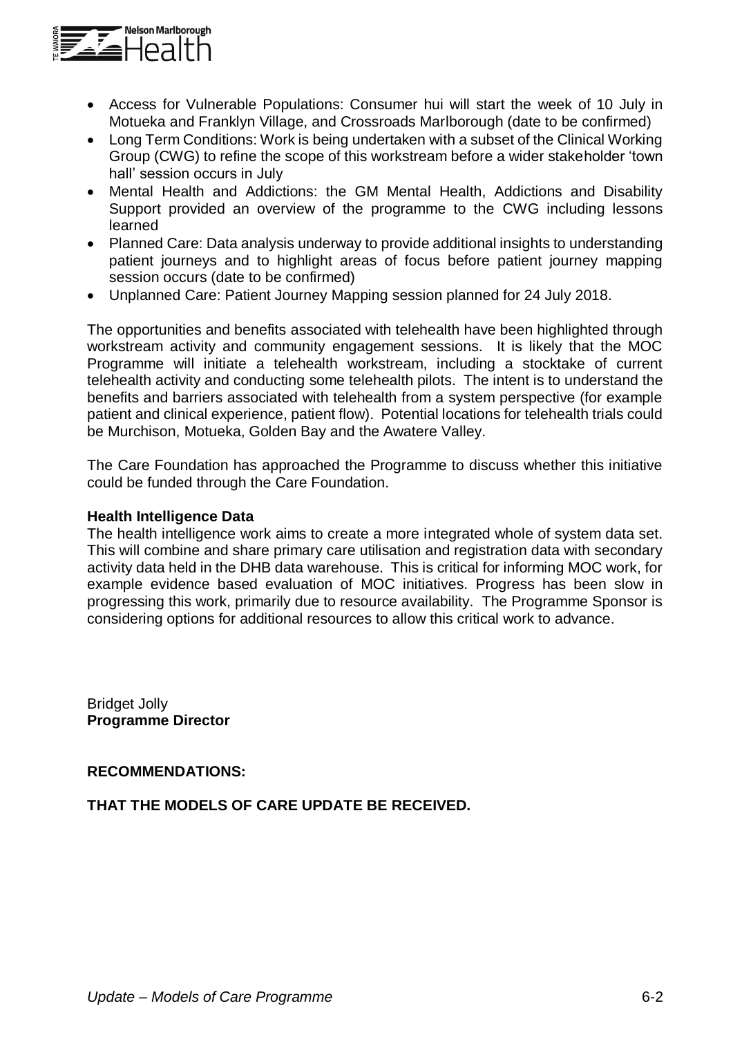- Access for Vulnerable Populations: Consumer hui will start the week of 10 July in Motueka and Franklyn Village, and Crossroads Marlborough (date to be confirmed)
- Long Term Conditions: Work is being undertaken with a subset of the Clinical Working Group (CWG) to refine the scope of this workstream before a wider stakeholder 'town hall' session occurs in July
- Mental Health and Addictions: the GM Mental Health, Addictions and Disability Support provided an overview of the programme to the CWG including lessons learned
- Planned Care: Data analysis underway to provide additional insights to understanding patient journeys and to highlight areas of focus before patient journey mapping session occurs (date to be confirmed)
- Unplanned Care: Patient Journey Mapping session planned for 24 July 2018.

The opportunities and benefits associated with telehealth have been highlighted through workstream activity and community engagement sessions. It is likely that the MOC Programme will initiate a telehealth workstream, including a stocktake of current telehealth activity and conducting some telehealth pilots. The intent is to understand the benefits and barriers associated with telehealth from a system perspective (for example patient and clinical experience, patient flow). Potential locations for telehealth trials could be Murchison, Motueka, Golden Bay and the Awatere Valley.

The Care Foundation has approached the Programme to discuss whether this initiative could be funded through the Care Foundation.

**Health Intelligence Data**

The health intelligence work aims to create a more integrated whole of system data set. This will combine and share primary care utilisation and registration data with secondary activity data held in the DHB data warehouse. This is critical for informing MOC work, for example evidence based evaluation of MOC initiatives. Progress has been slow in progressing this work, primarily due to resource availability. The Programme Sponsor is considering options for additional resources to allow this critical work to advance.

Bridget Jolly
**Programme Director**

**RECOMMENDATIONS:**

**THAT THE MODELS OF CARE UPDATE BE RECEIVED.**